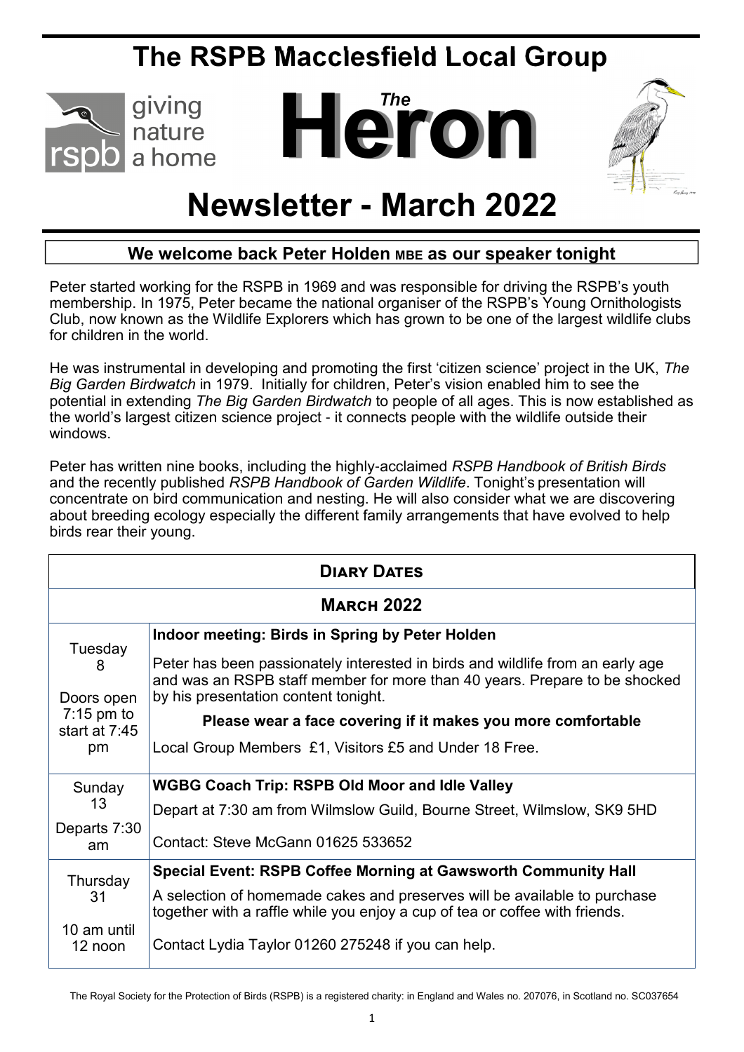# The RSPB Macclesfield Local Group

giving nature a home

# The Heron

# Newsletter - March 2022

## We welcome back Peter Holden MBE as our speaker tonight

Peter started working for the RSPB in 1969 and was responsible for driving the RSPB's youth membership. In 1975, Peter became the national organiser of the RSPB's Young Ornithologists Club, now known as the Wildlife Explorers which has grown to be one of the largest wildlife clubs for children in the world.

He was instrumental in developing and promoting the first 'citizen science' project in the UK, *The Big Garden Birdwatch* in 1979. Initially for children, Peter's vision enabled him to see the potential in extending *The Big Garden Birdwatch* to people of all ages. This is now established as the world's largest citizen science project - it connects people with the wildlife outside their windows.

Peter has written nine books, including the highly-acclaimed *RSPB Handbook of British Birds* and the recently published *RSPB Handbook of Garden Wildlife*. Tonight's presentation will concentrate on bird communication and nesting. He will also consider what we are discovering about breeding ecology especially the different family arrangements that have evolved to help birds rear their young.

| **Diary Dates** | |
|---|---|
| **March 2022** | |
| Tuesday 8<br><br>Doors open 7:15 pm to start at 7:45 pm | **Indoor meeting: Birds in Spring by Peter Holden**<br><br>Peter has been passionately interested in birds and wildlife from an early age and was an RSPB staff member for more than 40 years. Prepare to be shocked by his presentation content tonight.<br><br>**Please wear a face covering if it makes you more comfortable**<br><br>Local Group Members £1, Visitors £5 and Under 18 Free. |
| Sunday 13<br><br>Departs 7:30 am | **WGBG Coach Trip: RSPB Old Moor and Idle Valley**<br><br>Depart at 7:30 am from Wilmslow Guild, Bourne Street, Wilmslow, SK9 5HD<br><br>Contact: Steve McGann 01625 533652 |
| Thursday 31<br><br>10 am until 12 noon | **Special Event: RSPB Coffee Morning at Gawsworth Community Hall**<br><br>A selection of homemade cakes and preserves will be available to purchase together with a raffle while you enjoy a cup of tea or coffee with friends.<br><br>Contact Lydia Taylor 01260 275248 if you can help. |

The Royal Society for the Protection of Birds (RSPB) is a registered charity: in England and Wales no. 207076, in Scotland no. SC037654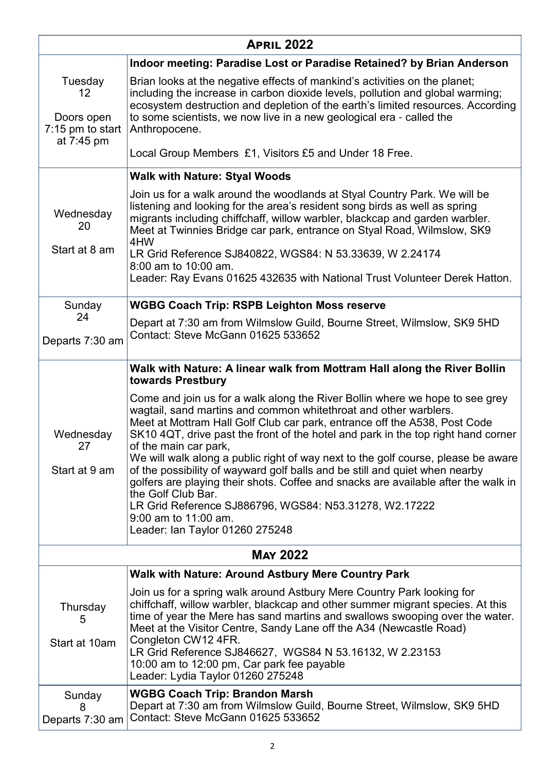| **April 2022** | |
|---|---|
| Tuesday<br>12<br><br>Doors open 7:15 pm to start at 7:45 pm | **Indoor meeting: Paradise Lost or Paradise Retained? by Brian Anderson**<br><br>Brian looks at the negative effects of mankind's activities on the planet; including the increase in carbon dioxide levels, pollution and global warming; ecosystem destruction and depletion of the earth's limited resources. According to some scientists, we now live in a new geological era - called the Anthropocene.<br><br>Local Group Members £1, Visitors £5 and Under 18 Free. |
| Wednesday<br>20<br><br>Start at 8 am | **Walk with Nature: Styal Woods**<br><br>Join us for a walk around the woodlands at Styal Country Park. We will be listening and looking for the area's resident song birds as well as spring migrants including chiffchaff, willow warbler, blackcap and garden warbler. Meet at Twinnies Bridge car park, entrance on Styal Road, Wilmslow, SK9 4HW<br>LR Grid Reference SJ840822, WGS84: N 53.33639, W 2.24174<br>8:00 am to 10:00 am.<br>Leader: Ray Evans 01625 432635 with National Trust Volunteer Derek Hatton. |
| Sunday<br>24<br><br>Departs 7:30 am | **WGBG Coach Trip: RSPB Leighton Moss reserve**<br><br>Depart at 7:30 am from Wilmslow Guild, Bourne Street, Wilmslow, SK9 5HD<br>Contact: Steve McGann 01625 533652 |
| Wednesday<br>27<br><br>Start at 9 am | **Walk with Nature: A linear walk from Mottram Hall along the River Bollin towards Prestbury**<br><br>Come and join us for a walk along the River Bollin where we hope to see grey wagtail, sand martins and common whitethroat and other warblers.<br>Meet at Mottram Hall Golf Club car park, entrance off the A538, Post Code SK10 4QT, drive past the front of the hotel and park in the top right hand corner of the main car park,<br>We will walk along a public right of way next to the golf course, please be aware of the possibility of wayward golf balls and be still and quiet when nearby golfers are playing their shots. Coffee and snacks are available after the walk in the Golf Club Bar.<br>LR Grid Reference SJ886796, WGS84: N53.31278, W2.17222<br>9:00 am to 11:00 am.<br>Leader: Ian Taylor 01260 275248 |
| **May 2022** | |
| Thursday<br>5<br><br>Start at 10am | **Walk with Nature: Around Astbury Mere Country Park**<br><br>Join us for a spring walk around Astbury Mere Country Park looking for chiffchaff, willow warbler, blackcap and other summer migrant species. At this time of year the Mere has sand martins and swallows swooping over the water. Meet at the Visitor Centre, Sandy Lane off the A34 (Newcastle Road) Congleton CW12 4FR.<br>LR Grid Reference SJ846627, WGS84 N 53.16132, W 2.23153<br>10:00 am to 12:00 pm, Car park fee payable<br>Leader: Lydia Taylor 01260 275248 |
| Sunday<br>8<br>Departs 7:30 am | **WGBG Coach Trip: Brandon Marsh**<br>Depart at 7:30 am from Wilmslow Guild, Bourne Street, Wilmslow, SK9 5HD<br>Contact: Steve McGann 01625 533652 |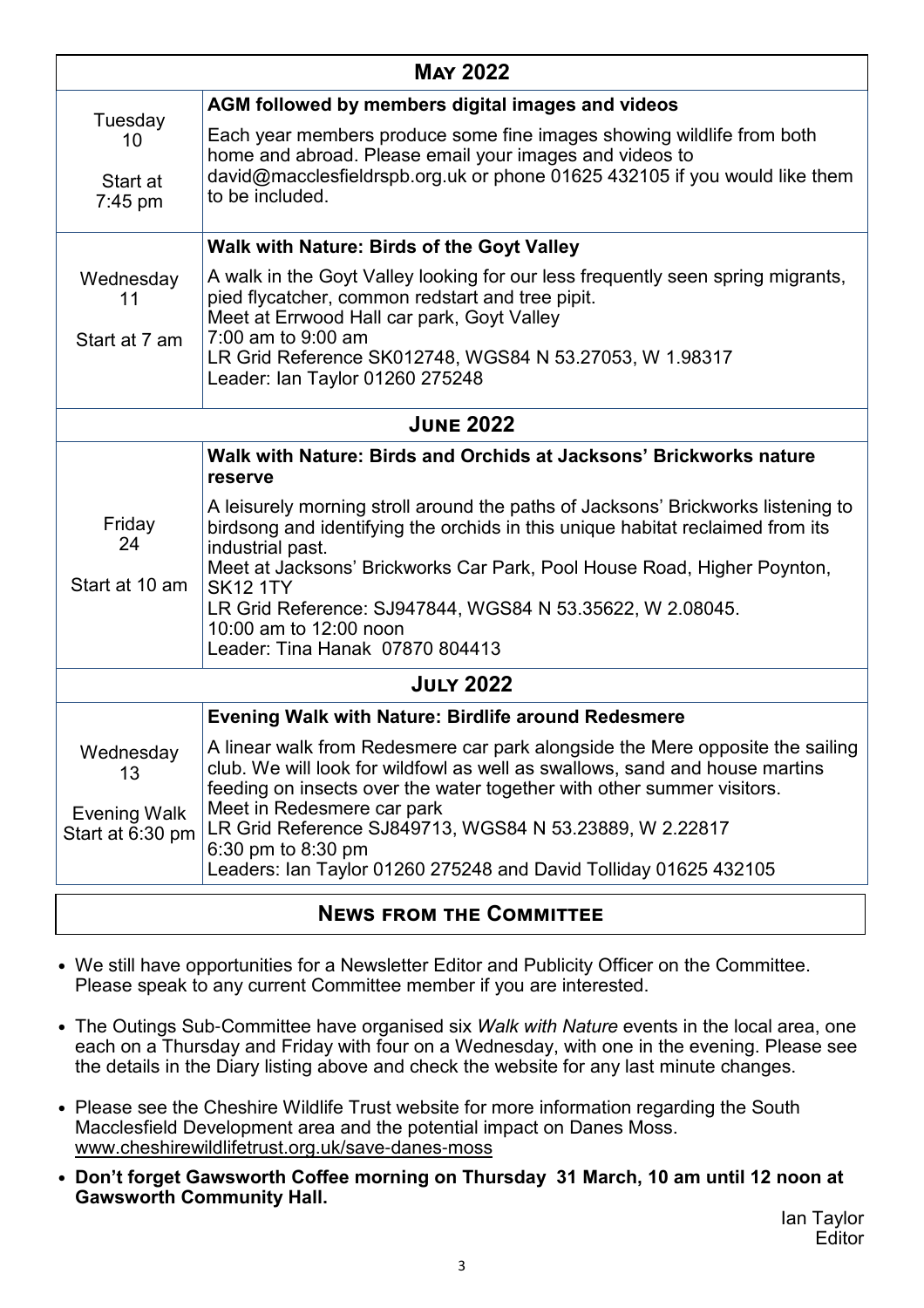## May 2022

| Date | Event |
|---|---|
| Tuesday 10<br><br>Start at 7:45 pm | **AGM followed by members digital images and videos**<br><br>Each year members produce some fine images showing wildlife from both home and abroad. Please email your images and videos to david@macclesfieldrspb.org.uk or phone 01625 432105 if you would like them to be included. |
| Wednesday 11<br><br>Start at 7 am | **Walk with Nature: Birds of the Goyt Valley**<br><br>A walk in the Goyt Valley looking for our less frequently seen spring migrants, pied flycatcher, common redstart and tree pipit.<br>Meet at Errwood Hall car park, Goyt Valley<br>7:00 am to 9:00 am<br>LR Grid Reference SK012748, WGS84 N 53.27053, W 1.98317<br>Leader: Ian Taylor 01260 275248 |

## June 2022

| Date | Event |
|---|---|
| Friday 24<br><br>Start at 10 am | **Walk with Nature: Birds and Orchids at Jacksons' Brickworks nature reserve**<br><br>A leisurely morning stroll around the paths of Jacksons' Brickworks listening to birdsong and identifying the orchids in this unique habitat reclaimed from its industrial past.<br>Meet at Jacksons' Brickworks Car Park, Pool House Road, Higher Poynton, SK12 1TY<br>LR Grid Reference: SJ947844, WGS84 N 53.35622, W 2.08045.<br>10:00 am to 12:00 noon<br>Leader: Tina Hanak 07870 804413 |

## July 2022

| Date | Event |
|---|---|
| Wednesday 13<br><br>Evening Walk Start at 6:30 pm | **Evening Walk with Nature: Birdlife around Redesmere**<br><br>A linear walk from Redesmere car park alongside the Mere opposite the sailing club. We will look for wildfowl as well as swallows, sand and house martins feeding on insects over the water together with other summer visitors.<br>Meet in Redesmere car park<br>LR Grid Reference SJ849713, WGS84 N 53.23889, W 2.22817<br>6:30 pm to 8:30 pm<br>Leaders: Ian Taylor 01260 275248 and David Tolliday 01625 432105 |

## News from the Committee

- We still have opportunities for a Newsletter Editor and Publicity Officer on the Committee. Please speak to any current Committee member if you are interested.
- The Outings Sub-Committee have organised six *Walk with Nature* events in the local area, one each on a Thursday and Friday with four on a Wednesday, with one in the evening. Please see the details in the Diary listing above and check the website for any last minute changes.
- Please see the Cheshire Wildlife Trust website for more information regarding the South Macclesfield Development area and the potential impact on Danes Moss. www.cheshirewildlifetrust.org.uk/save-danes-moss
- **Don't forget Gawsworth Coffee morning on Thursday 31 March, 10 am until 12 noon at Gawsworth Community Hall.**

Ian Taylor
Editor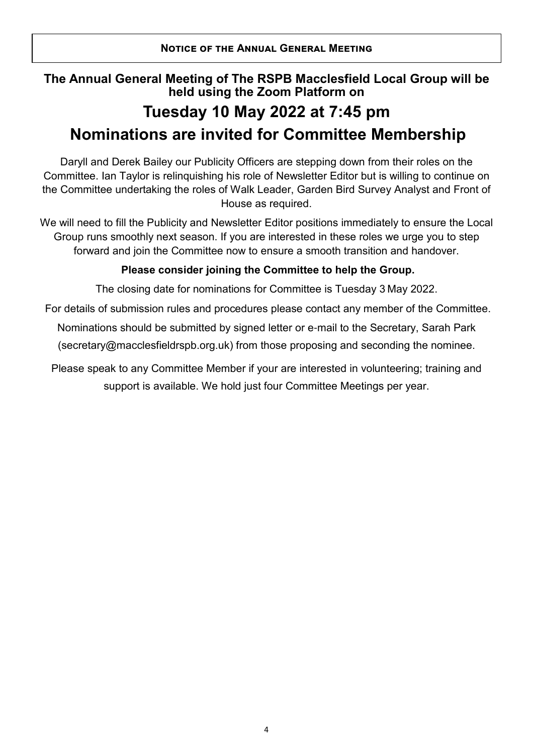## Notice of the Annual General Meeting

**The Annual General Meeting of The RSPB Macclesfield Local Group will be held using the Zoom Platform on**

# Tuesday 10 May 2022 at 7:45 pm

# Nominations are invited for Committee Membership

Daryll and Derek Bailey our Publicity Officers are stepping down from their roles on the Committee. Ian Taylor is relinquishing his role of Newsletter Editor but is willing to continue on the Committee undertaking the roles of Walk Leader, Garden Bird Survey Analyst and Front of House as required.

We will need to fill the Publicity and Newsletter Editor positions immediately to ensure the Local Group runs smoothly next season. If you are interested in these roles we urge you to step forward and join the Committee now to ensure a smooth transition and handover.

**Please consider joining the Committee to help the Group.**

The closing date for nominations for Committee is Tuesday 3 May 2022.

For details of submission rules and procedures please contact any member of the Committee.

Nominations should be submitted by signed letter or e-mail to the Secretary, Sarah Park (secretary@macclesfieldrspb.org.uk) from those proposing and seconding the nominee.

Please speak to any Committee Member if your are interested in volunteering; training and support is available. We hold just four Committee Meetings per year.